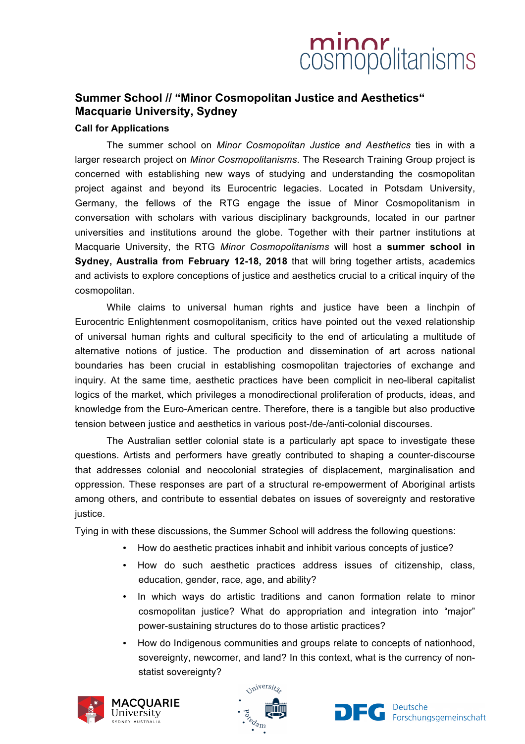# Summer School // "Minor Cosmopolitan Justice and Aesthetics" Macquarie University, Sydney

## Call for Applications

The summer school on *Minor Cosmopolitan Justice and Aesthetics* ties in with a larger research project on *Minor Cosmopolitanisms*. The Research Training Group project is concerned with establishing new ways of studying and understanding the cosmopolitan project against and beyond its Eurocentric legacies. Located in Potsdam University, Germany, the fellows of the RTG engage the issue of Minor Cosmopolitanism in conversation with scholars with various disciplinary backgrounds, located in our partner universities and institutions around the globe. Together with their partner institutions at Macquarie University, the RTG *Minor Cosmopolitanisms* will host a **summer school in Sydney, Australia from February 12-18, 2018** that will bring together artists, academics and activists to explore conceptions of justice and aesthetics crucial to a critical inquiry of the cosmopolitan.

While claims to universal human rights and justice have been a linchpin of Eurocentric Enlightenment cosmopolitanism, critics have pointed out the vexed relationship of universal human rights and cultural specificity to the end of articulating a multitude of alternative notions of justice. The production and dissemination of art across national boundaries has been crucial in establishing cosmopolitan trajectories of exchange and inquiry. At the same time, aesthetic practices have been complicit in neo-liberal capitalist logics of the market, which privileges a monodirectional proliferation of products, ideas, and knowledge from the Euro-American centre. Therefore, there is a tangible but also productive tension between justice and aesthetics in various post-/de-/anti-colonial discourses.

The Australian settler colonial state is a particularly apt space to investigate these questions. Artists and performers have greatly contributed to shaping a counter-discourse that addresses colonial and neocolonial strategies of displacement, marginalisation and oppression. These responses are part of a structural re-empowerment of Aboriginal artists among others, and contribute to essential debates on issues of sovereignty and restorative justice.

Tying in with these discussions, the Summer School will address the following questions:

- How do aesthetic practices inhabit and inhibit various concepts of justice?
- How do such aesthetic practices address issues of citizenship, class, education, gender, race, age, and ability?
- In which ways do artistic traditions and canon formation relate to minor cosmopolitan justice? What do appropriation and integration into "major" power-sustaining structures do to those artistic practices?
- How do Indigenous communities and groups relate to concepts of nationhood, sovereignty, newcomer, and land? In this context, what is the currency of non-statist sovereignty?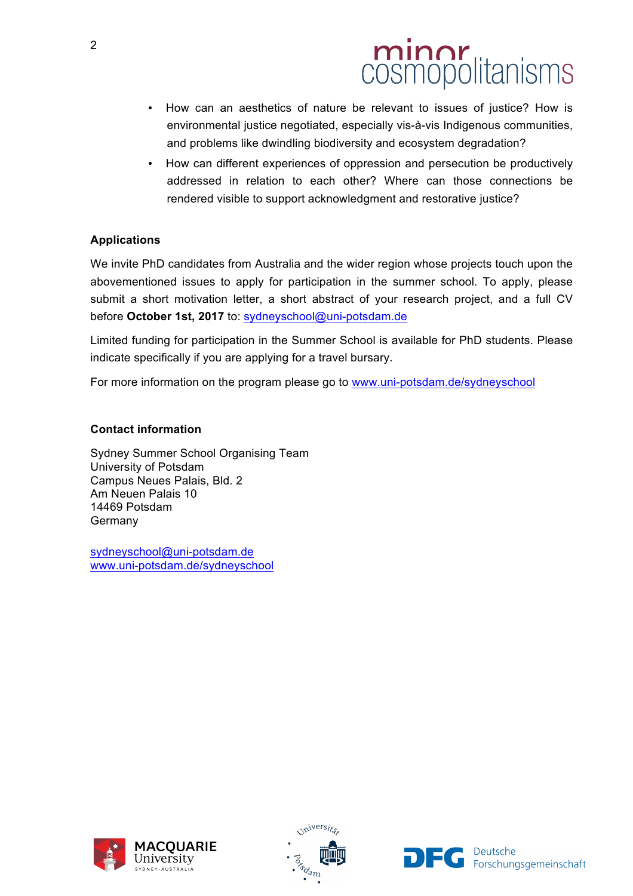- How can an aesthetics of nature be relevant to issues of justice? How is environmental justice negotiated, especially vis-à-vis Indigenous communities, and problems like dwindling biodiversity and ecosystem degradation?
- How can different experiences of oppression and persecution be productively addressed in relation to each other? Where can those connections be rendered visible to support acknowledgment and restorative justice?

**Applications**

We invite PhD candidates from Australia and the wider region whose projects touch upon the abovementioned issues to apply for participation in the summer school. To apply, please submit a short motivation letter, a short abstract of your research project, and a full CV before **October 1st, 2017** to: sydneyschool@uni-potsdam.de

Limited funding for participation in the Summer School is available for PhD students. Please indicate specifically if you are applying for a travel bursary.

For more information on the program please go to www.uni-potsdam.de/sydneyschool

**Contact information**

Sydney Summer School Organising Team
University of Potsdam
Campus Neues Palais, Bld. 2
Am Neuen Palais 10
14469 Potsdam
Germany

sydneyschool@uni-potsdam.de
www.uni-potsdam.de/sydneyschool